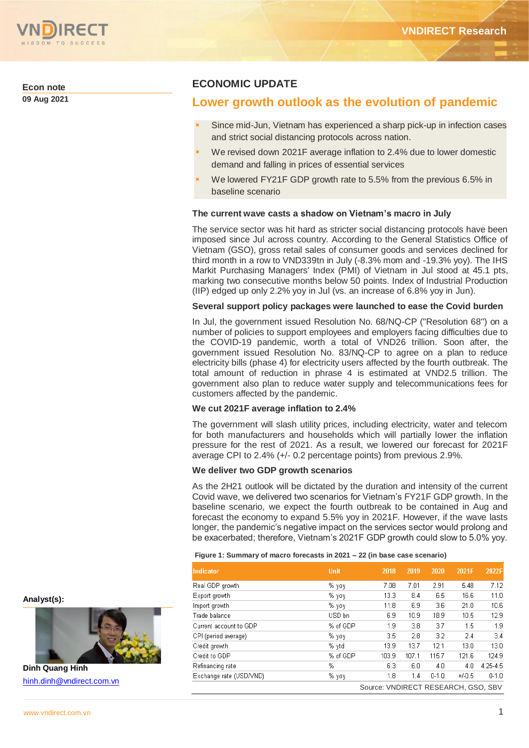Econ note
09 Aug 2021

# ECONOMIC UPDATE

## Lower growth outlook as the evolution of pandemic

- Since mid-Jun, Vietnam has experienced a sharp pick-up in infection cases and strict social distancing protocols across nation.
- We revised down 2021F average inflation to 2.4% due to lower domestic demand and falling in prices of essential services
- We lowered FY21F GDP growth rate to 5.5% from the previous 6.5% in baseline scenario

### The current wave casts a shadow on Vietnam's macro in July

The service sector was hit hard as stricter social distancing protocols have been imposed since Jul across country. According to the General Statistics Office of Vietnam (GSO), gross retail sales of consumer goods and services declined for third month in a row to VND339tn in July (-8.3% mom and -19.3% yoy). The IHS Markit Purchasing Managers' Index (PMI) of Vietnam in Jul stood at 45.1 pts, marking two consecutive months below 50 points. Index of Industrial Production (IIP) edged up only 2.2% yoy in Jul (vs. an increase of 6.8% yoy in Jun).

### Several support policy packages were launched to ease the Covid burden

In Jul, the government issued Resolution No. 68/NQ-CP ("Resolution 68") on a number of policies to support employees and employers facing difficulties due to the COVID-19 pandemic, worth a total of VND26 trillion. Soon after, the government issued Resolution No. 83/NQ-CP to agree on a plan to reduce electricity bills (phase 4) for electricity users affected by the fourth outbreak. The total amount of reduction in phrase 4 is estimated at VND2.5 trillion. The government also plan to reduce water supply and telecommunications fees for customers affected by the pandemic.

### We cut 2021F average inflation to 2.4%

The government will slash utility prices, including electricity, water and telecom for both manufacturers and households which will partially lower the inflation pressure for the rest of 2021. As a result, we lowered our forecast for 2021F average CPI to 2.4% (+/- 0.2 percentage points) from previous 2.9%.

### We deliver two GDP growth scenarios

As the 2H21 outlook will be dictated by the duration and intensity of the current Covid wave, we delivered two scenarios for Vietnam's FY21F GDP growth. In the baseline scenario, we expect the fourth outbreak to be contained in Aug and forecast the economy to expand 5.5% yoy in 2021F. However, if the wave lasts longer, the pandemic's negative impact on the services sector would prolong and be exacerbated; therefore, Vietnam's 2021F GDP growth could slow to 5.0% yoy.

**Figure 1: Summary of macro forecasts in 2021 – 22 (in base case scenario)**

| Indicator | Unit | 2018 | 2019 | 2020 | 2021F | 2022F |
|---|---|---|---|---|---|---|
| Real GDP growth | % yoy | 7.08 | 7.01 | 2.91 | 5.48 | 7.12 |
| Export growth | % yoy | 13.3 | 8.4 | 6.5 | 16.6 | 11.0 |
| Import growth | % yoy | 11.8 | 6.9 | 3.6 | 21.0 | 10.6 |
| Trade balance | USD bn | 6.9 | 10.9 | 18.9 | 10.5 | 12.9 |
| Current account to GDP | % of GDP | 1.9 | 3.8 | 3.7 | 1.5 | 1.9 |
| CPI (period average) | % yoy | 3.5 | 2.8 | 3.2 | 2.4 | 3.4 |
| Credit growth | % ytd | 13.9 | 13.7 | 12.1 | 13.0 | 13.0 |
| Credit to GDP | % of GDP | 103.9 | 107.1 | 115.7 | 121.6 | 124.9 |
| Refinancing rate | % | 6.3 | 6.0 | 4.0 | 4.0 | 4.25-4.5 |
| Exchange rate (USD/VND) | % yoy | 1.8 | 1.4 | 0-1.0 | +/-0.5 | 0-1.0 |

Source: VNDIRECT RESEARCH, GSO, SBV

Analyst(s):

Dinh Quang Hinh
hinh.dinh@vndirect.com.vn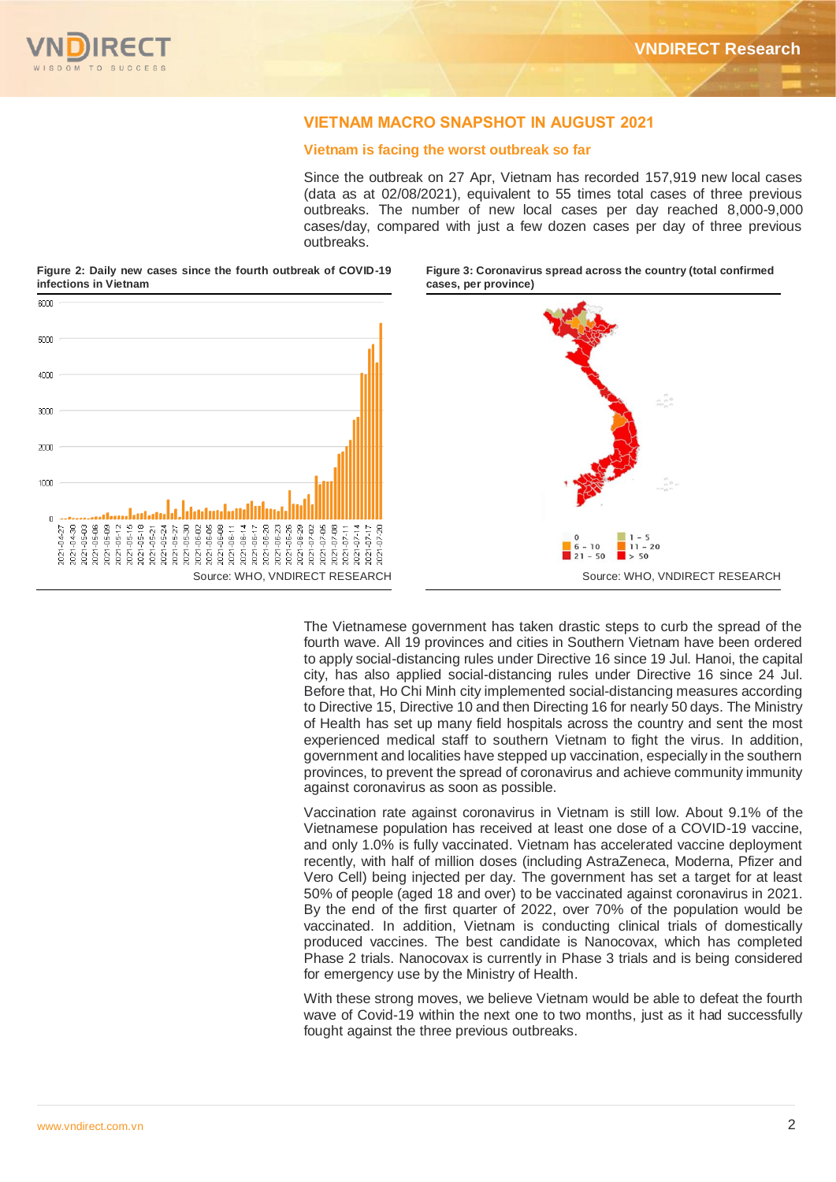## VIETNAM MACRO SNAPSHOT IN AUGUST 2021

### Vietnam is facing the worst outbreak so far

Since the outbreak on 27 Apr, Vietnam has recorded 157,919 new local cases (data as at 02/08/2021), equivalent to 55 times total cases of three previous outbreaks. The number of new local cases per day reached 8,000-9,000 cases/day, compared with just a few dozen cases per day of three previous outbreaks.

**Figure 2: Daily new cases since the fourth outbreak of COVID-19 infections in Vietnam**

Source: WHO, VNDIRECT RESEARCH

**Figure 3: Coronavirus spread across the country (total confirmed cases, per province)**

Source: WHO, VNDIRECT RESEARCH

The Vietnamese government has taken drastic steps to curb the spread of the fourth wave. All 19 provinces and cities in Southern Vietnam have been ordered to apply social-distancing rules under Directive 16 since 19 Jul. Hanoi, the capital city, has also applied social-distancing rules under Directive 16 since 24 Jul. Before that, Ho Chi Minh city implemented social-distancing measures according to Directive 15, Directive 10 and then Directing 16 for nearly 50 days. The Ministry of Health has set up many field hospitals across the country and sent the most experienced medical staff to southern Vietnam to fight the virus. In addition, government and localities have stepped up vaccination, especially in the southern provinces, to prevent the spread of coronavirus and achieve community immunity against coronavirus as soon as possible.

Vaccination rate against coronavirus in Vietnam is still low. About 9.1% of the Vietnamese population has received at least one dose of a COVID-19 vaccine, and only 1.0% is fully vaccinated. Vietnam has accelerated vaccine deployment recently, with half of million doses (including AstraZeneca, Moderna, Pfizer and Vero Cell) being injected per day. The government has set a target for at least 50% of people (aged 18 and over) to be vaccinated against coronavirus in 2021. By the end of the first quarter of 2022, over 70% of the population would be vaccinated. In addition, Vietnam is conducting clinical trials of domestically produced vaccines. The best candidate is Nanocovax, which has completed Phase 2 trials. Nanocovax is currently in Phase 3 trials and is being considered for emergency use by the Ministry of Health.

With these strong moves, we believe Vietnam would be able to defeat the fourth wave of Covid-19 within the next one to two months, just as it had successfully fought against the three previous outbreaks.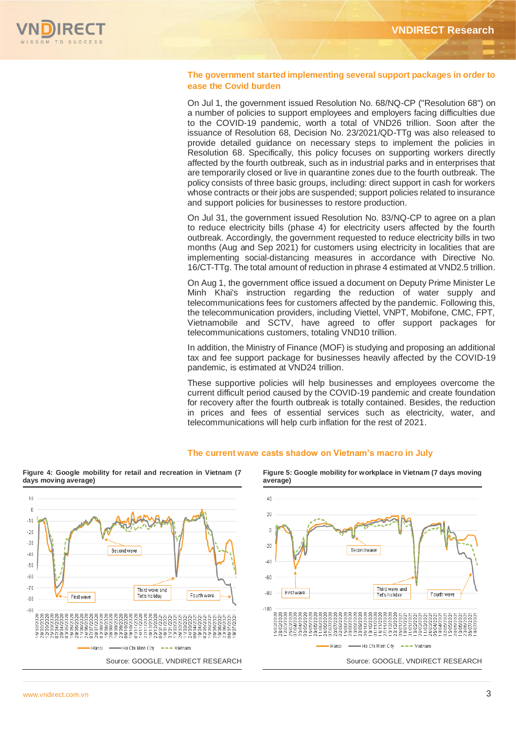### The government started implementing several support packages in order to ease the Covid burden

On Jul 1, the government issued Resolution No. 68/NQ-CP ("Resolution 68") on a number of policies to support employees and employers facing difficulties due to the COVID-19 pandemic, worth a total of VND26 trillion. Soon after the issuance of Resolution 68, Decision No. 23/2021/QD-TTg was also released to provide detailed guidance on necessary steps to implement the policies in Resolution 68. Specifically, this policy focuses on supporting workers directly affected by the fourth outbreak, such as in industrial parks and in enterprises that are temporarily closed or live in quarantine zones due to the fourth outbreak. The policy consists of three basic groups, including: direct support in cash for workers whose contracts or their jobs are suspended; support policies related to insurance and support policies for businesses to restore production.

On Jul 31, the government issued Resolution No. 83/NQ-CP to agree on a plan to reduce electricity bills (phase 4) for electricity users affected by the fourth outbreak. Accordingly, the government requested to reduce electricity bills in two months (Aug and Sep 2021) for customers using electricity in localities that are implementing social-distancing measures in accordance with Directive No. 16/CT-TTg. The total amount of reduction in phrase 4 estimated at VND2.5 trillion.

On Aug 1, the government office issued a document on Deputy Prime Minister Le Minh Khai's instruction regarding the reduction of water supply and telecommunications fees for customers affected by the pandemic. Following this, the telecommunication providers, including Viettel, VNPT, Mobifone, CMC, FPT, Vietnamobile and SCTV, have agreed to offer support packages for telecommunications customers, totaling VND10 trillion.

In addition, the Ministry of Finance (MOF) is studying and proposing an additional tax and fee support package for businesses heavily affected by the COVID-19 pandemic, is estimated at VND24 trillion.

These supportive policies will help businesses and employees overcome the current difficult period caused by the COVID-19 pandemic and create foundation for recovery after the fourth outbreak is totally contained. Besides, the reduction in prices and fees of essential services such as electricity, water, and telecommunications will help curb inflation for the rest of 2021.

### The current wave casts shadow on Vietnam's macro in July

**Figure 4: Google mobility for retail and recreation in Vietnam (7 days moving average)**

Source: GOOGLE, VNDIRECT RESEARCH

**Figure 5: Google mobility for workplace in Vietnam (7 days moving average)**

Source: GOOGLE, VNDIRECT RESEARCH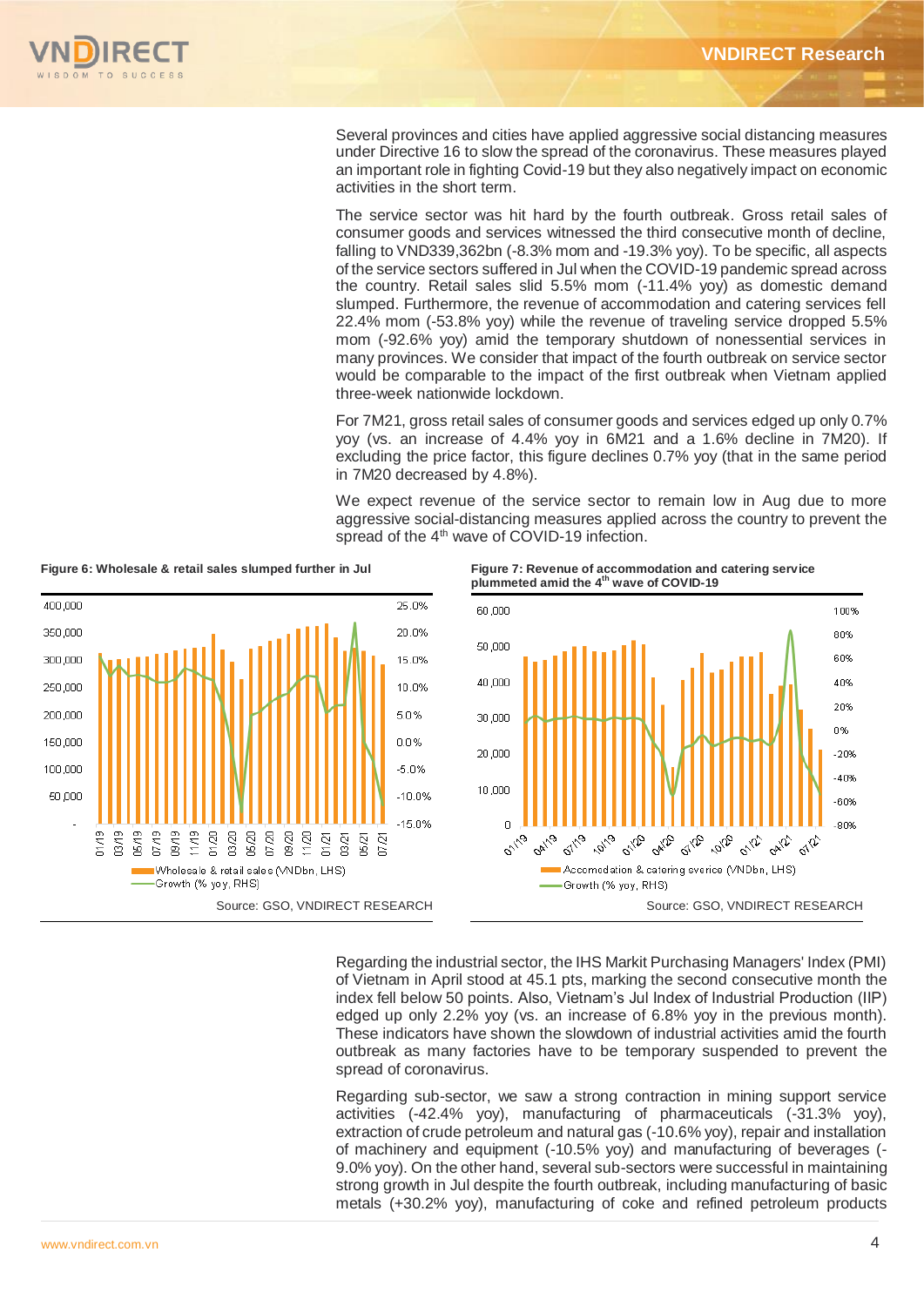Several provinces and cities have applied aggressive social distancing measures under Directive 16 to slow the spread of the coronavirus. These measures played an important role in fighting Covid-19 but they also negatively impact on economic activities in the short term.

The service sector was hit hard by the fourth outbreak. Gross retail sales of consumer goods and services witnessed the third consecutive month of decline, falling to VND339,362bn (-8.3% mom and -19.3% yoy). To be specific, all aspects of the service sectors suffered in Jul when the COVID-19 pandemic spread across the country. Retail sales slid 5.5% mom (-11.4% yoy) as domestic demand slumped. Furthermore, the revenue of accommodation and catering services fell 22.4% mom (-53.8% yoy) while the revenue of traveling service dropped 5.5% mom (-92.6% yoy) amid the temporary shutdown of nonessential services in many provinces. We consider that impact of the fourth outbreak on service sector would be comparable to the impact of the first outbreak when Vietnam applied three-week nationwide lockdown.

For 7M21, gross retail sales of consumer goods and services edged up only 0.7% yoy (vs. an increase of 4.4% yoy in 6M21 and a 1.6% decline in 7M20). If excluding the price factor, this figure declines 0.7% yoy (that in the same period in 7M20 decreased by 4.8%).

We expect revenue of the service sector to remain low in Aug due to more aggressive social-distancing measures applied across the country to prevent the spread of the 4th wave of COVID-19 infection.

**Figure 6: Wholesale & retail sales slumped further in Jul**

Source: GSO, VNDIRECT RESEARCH

**Figure 7: Revenue of accommodation and catering service plummeted amid the 4th wave of COVID-19**

Source: GSO, VNDIRECT RESEARCH

Regarding the industrial sector, the IHS Markit Purchasing Managers' Index (PMI) of Vietnam in April stood at 45.1 pts, marking the second consecutive month the index fell below 50 points. Also, Vietnam's Jul Index of Industrial Production (IIP) edged up only 2.2% yoy (vs. an increase of 6.8% yoy in the previous month). These indicators have shown the slowdown of industrial activities amid the fourth outbreak as many factories have to be temporary suspended to prevent the spread of coronavirus.

Regarding sub-sector, we saw a strong contraction in mining support service activities (-42.4% yoy), manufacturing of pharmaceuticals (-31.3% yoy), extraction of crude petroleum and natural gas (-10.6% yoy), repair and installation of machinery and equipment (-10.5% yoy) and manufacturing of beverages (-9.0% yoy). On the other hand, several sub-sectors were successful in maintaining strong growth in Jul despite the fourth outbreak, including manufacturing of basic metals (+30.2% yoy), manufacturing of coke and refined petroleum products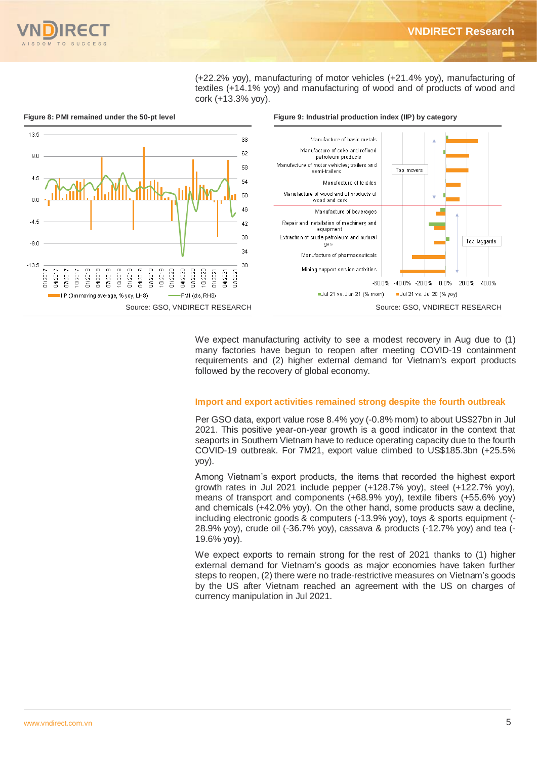(+22.2% yoy), manufacturing of motor vehicles (+21.4% yoy), manufacturing of textiles (+14.1% yoy) and manufacturing of wood and of products of wood and cork (+13.3% yoy).

**Figure 8: PMI remained under the 50-pt level**

Source: GSO, VNDIRECT RESEARCH

**Figure 9: Industrial production index (IIP) by category**

Source: GSO, VNDIRECT RESEARCH

We expect manufacturing activity to see a modest recovery in Aug due to (1) many factories have begun to reopen after meeting COVID-19 containment requirements and (2) higher external demand for Vietnam's export products followed by the recovery of global economy.

### Import and export activities remained strong despite the fourth outbreak

Per GSO data, export value rose 8.4% yoy (-0.8% mom) to about US$27bn in Jul 2021. This positive year-on-year growth is a good indicator in the context that seaports in Southern Vietnam have to reduce operating capacity due to the fourth COVID-19 outbreak. For 7M21, export value climbed to US$185.3bn (+25.5% yoy).

Among Vietnam's export products, the items that recorded the highest export growth rates in Jul 2021 include pepper (+128.7% yoy), steel (+122.7% yoy), means of transport and components (+68.9% yoy), textile fibers (+55.6% yoy) and chemicals (+42.0% yoy). On the other hand, some products saw a decline, including electronic goods & computers (-13.9% yoy), toys & sports equipment (-28.9% yoy), crude oil (-36.7% yoy), cassava & products (-12.7% yoy) and tea (-19.6% yoy).

We expect exports to remain strong for the rest of 2021 thanks to (1) higher external demand for Vietnam's goods as major economies have taken further steps to reopen, (2) there were no trade-restrictive measures on Vietnam's goods by the US after Vietnam reached an agreement with the US on charges of currency manipulation in Jul 2021.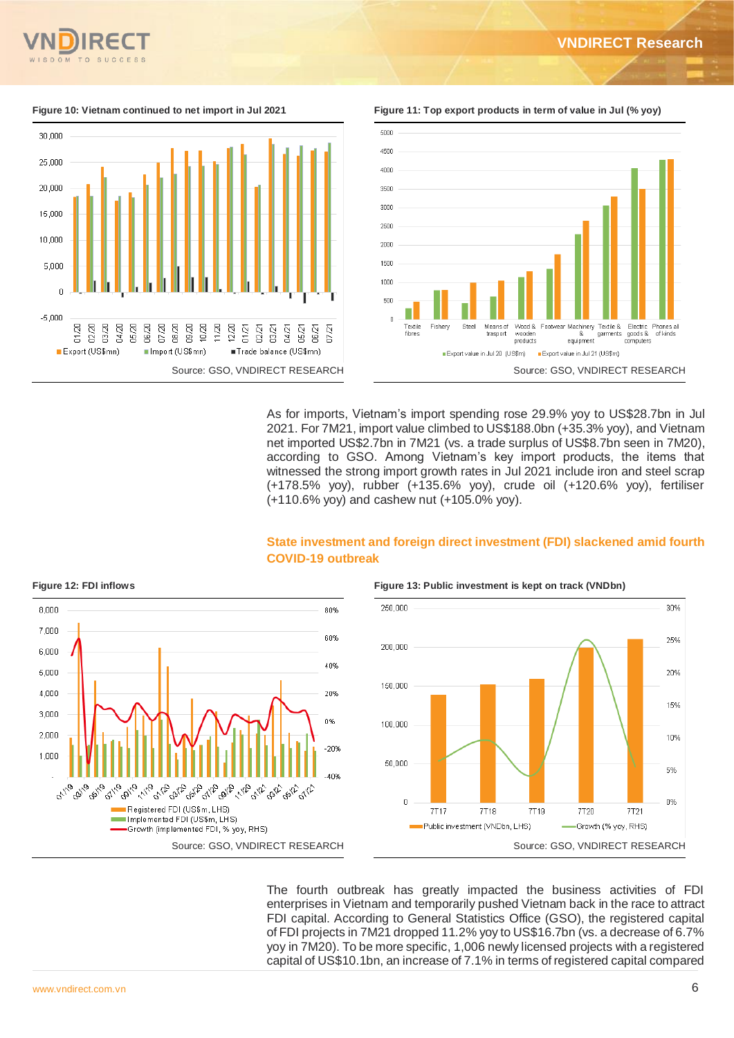Figure 10: Vietnam continued to net import in Jul 2021

Source: GSO, VNDIRECT RESEARCH

Figure 11: Top export products in term of value in Jul (% yoy)

Source: GSO, VNDIRECT RESEARCH

As for imports, Vietnam's import spending rose 29.9% yoy to US$28.7bn in Jul 2021. For 7M21, import value climbed to US$188.0bn (+35.3% yoy), and Vietnam net imported US$2.7bn in 7M21 (vs. a trade surplus of US$8.7bn seen in 7M20), according to GSO. Among Vietnam's key import products, the items that witnessed the strong import growth rates in Jul 2021 include iron and steel scrap (+178.5% yoy), rubber (+135.6% yoy), crude oil (+120.6% yoy), fertiliser (+110.6% yoy) and cashew nut (+105.0% yoy).

## State investment and foreign direct investment (FDI) slackened amid fourth COVID-19 outbreak

Figure 12: FDI inflows

Source: GSO, VNDIRECT RESEARCH

Figure 13: Public investment is kept on track (VNDbn)

Source: GSO, VNDIRECT RESEARCH

The fourth outbreak has greatly impacted the business activities of FDI enterprises in Vietnam and temporarily pushed Vietnam back in the race to attract FDI capital. According to General Statistics Office (GSO), the registered capital of FDI projects in 7M21 dropped 11.2% yoy to US$16.7bn (vs. a decrease of 6.7% yoy in 7M20). To be more specific, 1,006 newly licensed projects with a registered capital of US$10.1bn, an increase of 7.1% in terms of registered capital compared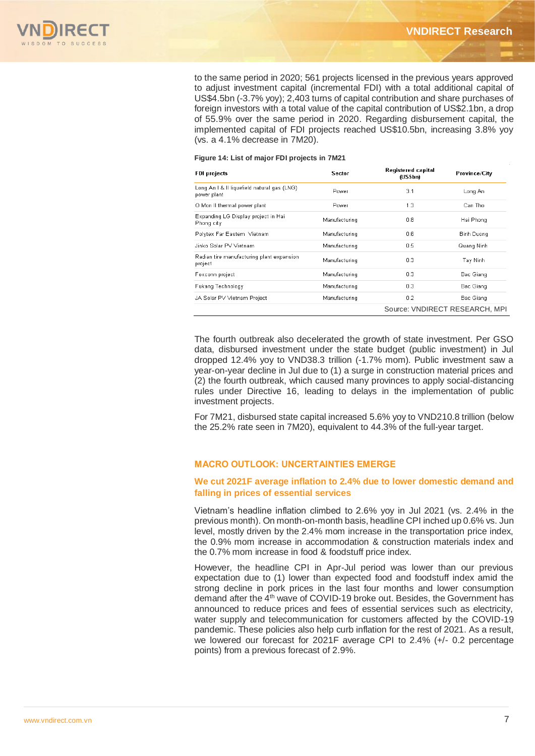to the same period in 2020; 561 projects licensed in the previous years approved to adjust investment capital (incremental FDI) with a total additional capital of US$4.5bn (-3.7% yoy); 2,403 turns of capital contribution and share purchases of foreign investors with a total value of the capital contribution of US$2.1bn, a drop of 55.9% over the same period in 2020. Regarding disbursement capital, the implemented capital of FDI projects reached US$10.5bn, increasing 3.8% yoy (vs. a 4.1% decrease in 7M20).

**Figure 14: List of major FDI projects in 7M21**

| FDI projects | Sector | Registered capital (US$bn) | Province/City |
|---|---|---|---|
| Long An I & II liquefield natural gas (LNG) power plant | Power | 3.1 | Long An |
| O Mon II thermal power plant | Power | 1.3 | Can Tho |
| Expanding LG Display project in Hai Phong city | Manufacturing | 0.8 | Hai Phong |
| Polytex Far Eastern Vietnam | Manufacturing | 0.6 | Binh Duong |
| Jinko Solar PV Vietnam | Manufacturing | 0.5 | Quang Ninh |
| Radian tire manufacturing plant expansion project | Manufacturing | 0.3 | Tay Ninh |
| Foxconn project | Manufacturing | 0.3 | Bac Giang |
| Fukang Technology | Manufacturing | 0.3 | Bac Giang |
| JA Solar PV Vietnam Project | Manufacturing | 0.2 | Bac Giang |

Source: VNDIRECT RESEARCH, MPI

The fourth outbreak also decelerated the growth of state investment. Per GSO data, disbursed investment under the state budget (public investment) in Jul dropped 12.4% yoy to VND38.3 trillion (-1.7% mom). Public investment saw a year-on-year decline in Jul due to (1) a surge in construction material prices and (2) the fourth outbreak, which caused many provinces to apply social-distancing rules under Directive 16, leading to delays in the implementation of public investment projects.

For 7M21, disbursed state capital increased 5.6% yoy to VND210.8 trillion (below the 25.2% rate seen in 7M20), equivalent to 44.3% of the full-year target.

## MACRO OUTLOOK: UNCERTAINTIES EMERGE

### We cut 2021F average inflation to 2.4% due to lower domestic demand and falling in prices of essential services

Vietnam's headline inflation climbed to 2.6% yoy in Jul 2021 (vs. 2.4% in the previous month). On month-on-month basis, headline CPI inched up 0.6% vs. Jun level, mostly driven by the 2.4% mom increase in the transportation price index, the 0.9% mom increase in accommodation & construction materials index and the 0.7% mom increase in food & foodstuff price index.

However, the headline CPI in Apr-Jul period was lower than our previous expectation due to (1) lower than expected food and foodstuff index amid the strong decline in pork prices in the last four months and lower consumption demand after the 4th wave of COVID-19 broke out. Besides, the Government has announced to reduce prices and fees of essential services such as electricity, water supply and telecommunication for customers affected by the COVID-19 pandemic. These policies also help curb inflation for the rest of 2021. As a result, we lowered our forecast for 2021F average CPI to 2.4% (+/- 0.2 percentage points) from a previous forecast of 2.9%.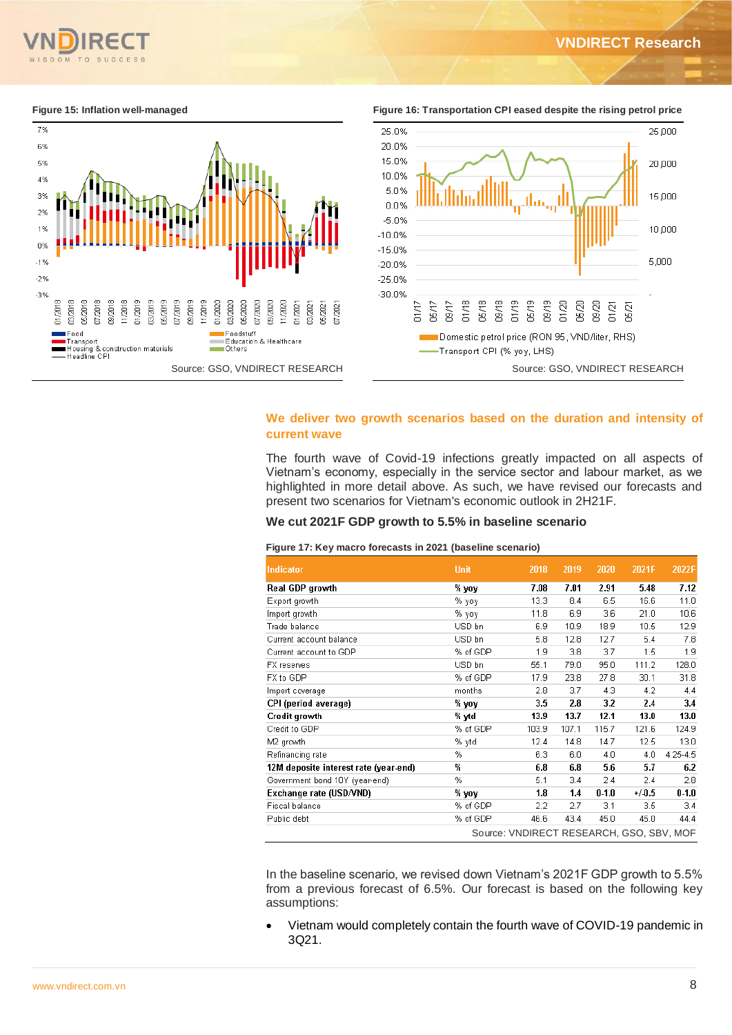**Figure 15: Inflation well-managed**

Source: GSO, VNDIRECT RESEARCH

**Figure 16: Transportation CPI eased despite the rising petrol price**

Source: GSO, VNDIRECT RESEARCH

## We deliver two growth scenarios based on the duration and intensity of current wave

The fourth wave of Covid-19 infections greatly impacted on all aspects of Vietnam's economy, especially in the service sector and labour market, as we highlighted in more detail above. As such, we have revised our forecasts and present two scenarios for Vietnam's economic outlook in 2H21F.

### We cut 2021F GDP growth to 5.5% in baseline scenario

**Figure 17: Key macro forecasts in 2021 (baseline scenario)**

| Indicator | Unit | 2018 | 2019 | 2020 | 2021F | 2022F |
|---|---|---|---|---|---|---|
| **Real GDP growth** | **% yoy** | **7.08** | **7.01** | **2.91** | **5.48** | **7.12** |
| Export growth | % yoy | 13.3 | 8.4 | 6.5 | 15.6 | 11.0 |
| Import growth | % yoy | 11.8 | 6.9 | 3.6 | 21.0 | 10.6 |
| Trade balance | USD bn | 6.9 | 10.9 | 18.9 | 10.5 | 12.9 |
| Current account balance | USD bn | 5.8 | 12.8 | 12.7 | 5.4 | 7.8 |
| Current account to GDP | % of GDP | 1.9 | 3.8 | 3.7 | 1.5 | 1.9 |
| FX reserves | USD bn | 55.1 | 79.0 | 95.0 | 111.2 | 128.0 |
| FX to GDP | % of GDP | 17.9 | 23.8 | 27.8 | 30.1 | 31.8 |
| Import coverage | months | 2.8 | 3.7 | 4.3 | 4.2 | 4.4 |
| **CPI (period average)** | **% yoy** | **3.5** | **2.8** | **3.2** | **2.4** | **3.4** |
| **Credit growth** | **% ytd** | **13.9** | **13.7** | **12.1** | **13.0** | **13.0** |
| Credit to GDP | % of GDP | 103.9 | 107.1 | 115.7 | 121.6 | 124.9 |
| M2 growth | % ytd | 12.4 | 14.8 | 14.7 | 12.5 | 13.0 |
| Refinancing rate | % | 6.3 | 6.0 | 4.0 | 4.0 | 4.25-4.5 |
| **12M deposite interest rate (year-end)** | **%** | **6.8** | **6.8** | **5.6** | **5.7** | **6.2** |
| Government bond 10Y (year-end) | % | 5.1 | 3.4 | 2.4 | 2.4 | 2.8 |
| **Exchange rate (USD/VND)** | **% yoy** | **1.8** | **1.4** | **0-1.0** | **+/-0.5** | **0-1.0** |
| Fiscal balance | % of GDP | 2.2 | 2.7 | 3.1 | 3.5 | 3.4 |
| Public debt | % of GDP | 46.6 | 43.4 | 45.0 | 45.0 | 44.4 |

Source: VNDIRECT RESEARCH, GSO, SBV, MOF

In the baseline scenario, we revised down Vietnam's 2021F GDP growth to 5.5% from a previous forecast of 6.5%. Our forecast is based on the following key assumptions:

- Vietnam would completely contain the fourth wave of COVID-19 pandemic in 3Q21.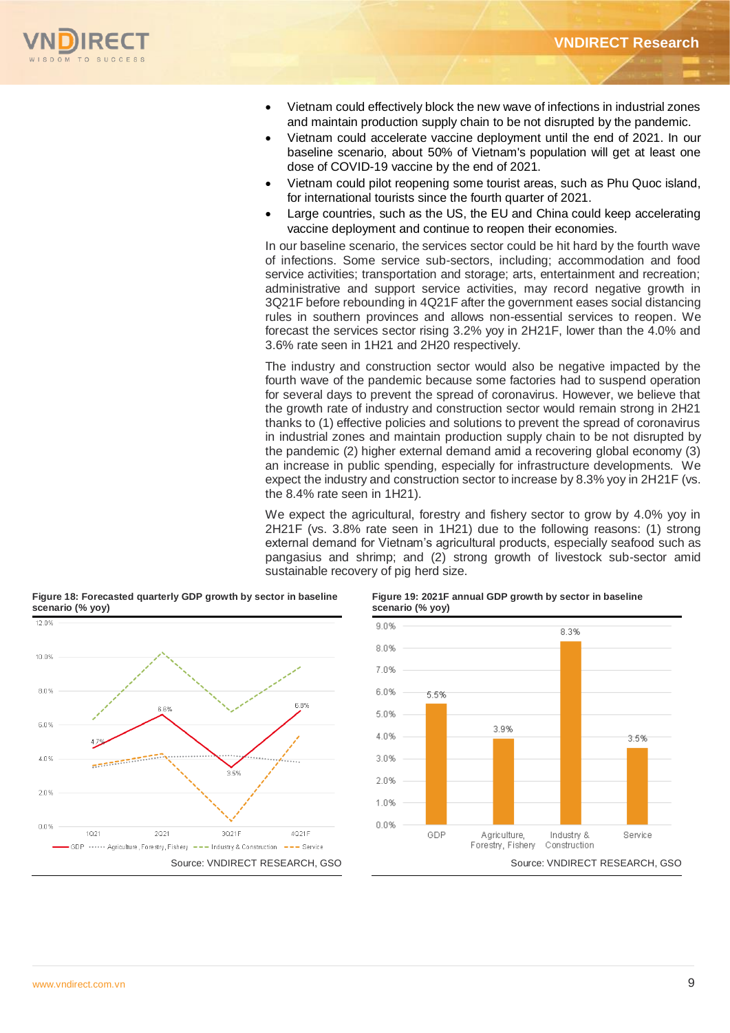- Vietnam could effectively block the new wave of infections in industrial zones and maintain production supply chain to be not disrupted by the pandemic.
- Vietnam could accelerate vaccine deployment until the end of 2021. In our baseline scenario, about 50% of Vietnam's population will get at least one dose of COVID-19 vaccine by the end of 2021.
- Vietnam could pilot reopening some tourist areas, such as Phu Quoc island, for international tourists since the fourth quarter of 2021.
- Large countries, such as the US, the EU and China could keep accelerating vaccine deployment and continue to reopen their economies.

In our baseline scenario, the services sector could be hit hard by the fourth wave of infections. Some service sub-sectors, including; accommodation and food service activities; transportation and storage; arts, entertainment and recreation; administrative and support service activities, may record negative growth in 3Q21F before rebounding in 4Q21F after the government eases social distancing rules in southern provinces and allows non-essential services to reopen. We forecast the services sector rising 3.2% yoy in 2H21F, lower than the 4.0% and 3.6% rate seen in 1H21 and 2H20 respectively.

The industry and construction sector would also be negative impacted by the fourth wave of the pandemic because some factories had to suspend operation for several days to prevent the spread of coronavirus. However, we believe that the growth rate of industry and construction sector would remain strong in 2H21 thanks to (1) effective policies and solutions to prevent the spread of coronavirus in industrial zones and maintain production supply chain to be not disrupted by the pandemic (2) higher external demand amid a recovering global economy (3) an increase in public spending, especially for infrastructure developments. We expect the industry and construction sector to increase by 8.3% yoy in 2H21F (vs. the 8.4% rate seen in 1H21).

We expect the agricultural, forestry and fishery sector to grow by 4.0% yoy in 2H21F (vs. 3.8% rate seen in 1H21) due to the following reasons: (1) strong external demand for Vietnam's agricultural products, especially seafood such as pangasius and shrimp; and (2) strong growth of livestock sub-sector amid sustainable recovery of pig herd size.

**Figure 18: Forecasted quarterly GDP growth by sector in baseline scenario (% yoy)**

| | 1Q21 | 2Q21 | 3Q21F | 4Q21F |
|---|---|---|---|---|
| GDP | 4.7% | 6.6% | 3.5% | 6.8% |

Source: VNDIRECT RESEARCH, GSO

**Figure 19: 2021F annual GDP growth by sector in baseline scenario (% yoy)**

| GDP | Agriculture, Forestry, Fishery | Industry & Construction | Service |
|---|---|---|---|
| 5.5% | 3.9% | 8.3% | 3.5% |

Source: VNDIRECT RESEARCH, GSO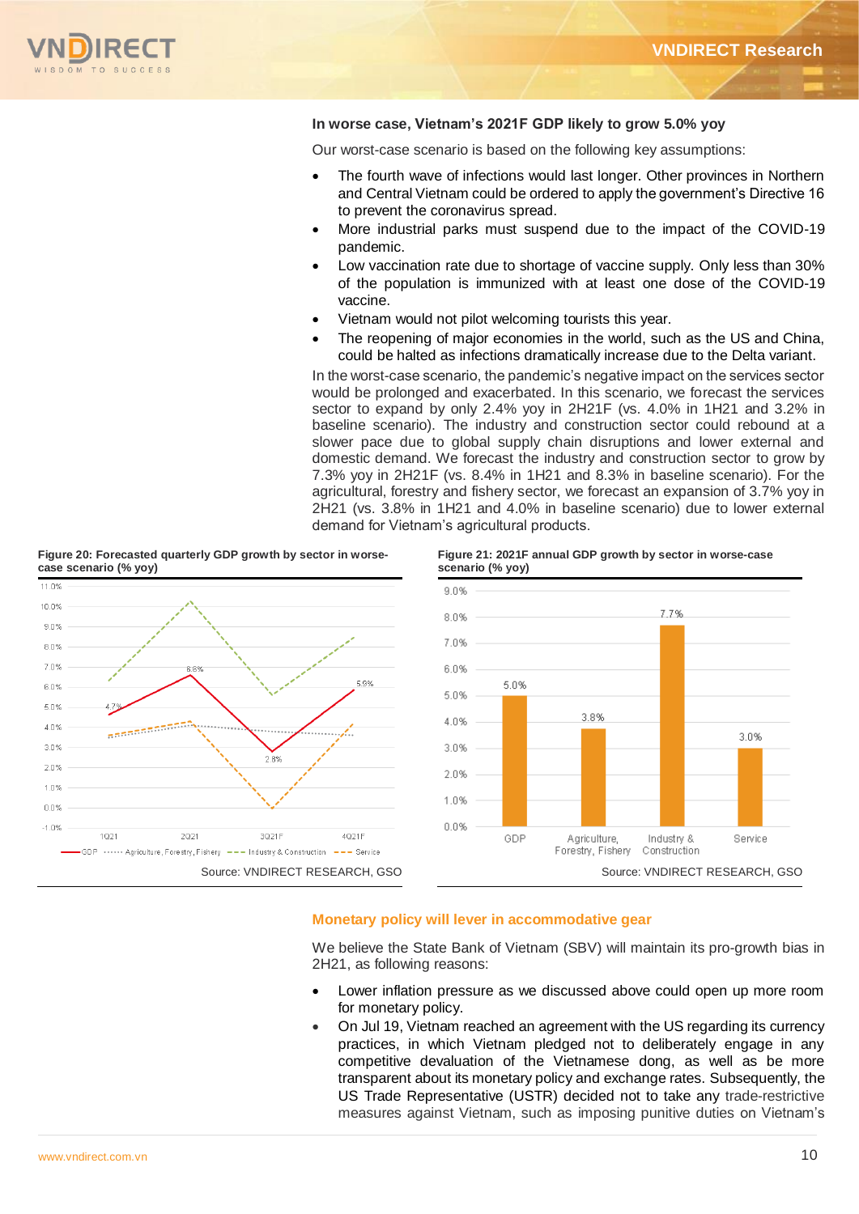### In worse case, Vietnam's 2021F GDP likely to grow 5.0% yoy

Our worst-case scenario is based on the following key assumptions:

- The fourth wave of infections would last longer. Other provinces in Northern and Central Vietnam could be ordered to apply the government's Directive 16 to prevent the coronavirus spread.
- More industrial parks must suspend due to the impact of the COVID-19 pandemic.
- Low vaccination rate due to shortage of vaccine supply. Only less than 30% of the population is immunized with at least one dose of the COVID-19 vaccine.
- Vietnam would not pilot welcoming tourists this year.
- The reopening of major economies in the world, such as the US and China, could be halted as infections dramatically increase due to the Delta variant.

In the worst-case scenario, the pandemic's negative impact on the services sector would be prolonged and exacerbated. In this scenario, we forecast the services sector to expand by only 2.4% yoy in 2H21F (vs. 4.0% in 1H21 and 3.2% in baseline scenario). The industry and construction sector could rebound at a slower pace due to global supply chain disruptions and lower external and domestic demand. We forecast the industry and construction sector to grow by 7.3% yoy in 2H21F (vs. 8.4% in 1H21 and 8.3% in baseline scenario). For the agricultural, forestry and fishery sector, we forecast an expansion of 3.7% yoy in 2H21 (vs. 3.8% in 1H21 and 4.0% in baseline scenario) due to lower external demand for Vietnam's agricultural products.

**Figure 20: Forecasted quarterly GDP growth by sector in worse-case scenario (% yoy)**

| | 1Q21 | 2Q21 | 3Q21F | 4Q21F |
|---|---|---|---|---|
| GDP | 4.7% | 6.6% | 2.8% | 5.9% |

Source: VNDIRECT RESEARCH, GSO

**Figure 21: 2021F annual GDP growth by sector in worse-case scenario (% yoy)**

| | GDP | Agriculture, Forestry, Fishery | Industry & Construction | Service |
|---|---|---|---|---|
| 2021F | 5.0% | 3.8% | 7.7% | 3.0% |

Source: VNDIRECT RESEARCH, GSO

### Monetary policy will lever in accommodative gear

We believe the State Bank of Vietnam (SBV) will maintain its pro-growth bias in 2H21, as following reasons:

- Lower inflation pressure as we discussed above could open up more room for monetary policy.
- On Jul 19, Vietnam reached an agreement with the US regarding its currency practices, in which Vietnam pledged not to deliberately engage in any competitive devaluation of the Vietnamese dong, as well as be more transparent about its monetary policy and exchange rates. Subsequently, the US Trade Representative (USTR) decided not to take any trade-restrictive measures against Vietnam, such as imposing punitive duties on Vietnam's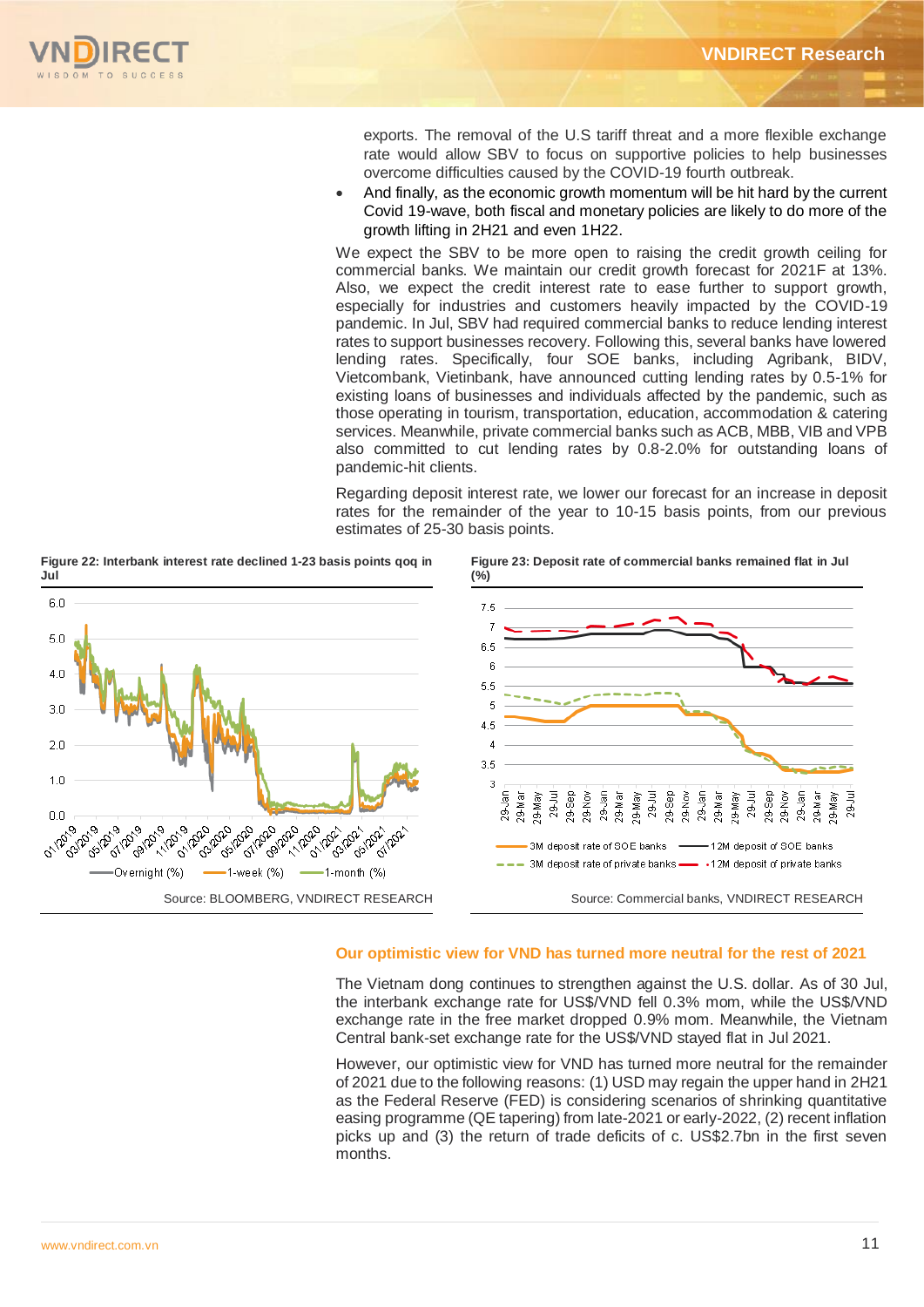exports. The removal of the U.S tariff threat and a more flexible exchange rate would allow SBV to focus on supportive policies to help businesses overcome difficulties caused by the COVID-19 fourth outbreak.

- And finally, as the economic growth momentum will be hit hard by the current Covid 19-wave, both fiscal and monetary policies are likely to do more of the growth lifting in 2H21 and even 1H22.

We expect the SBV to be more open to raising the credit growth ceiling for commercial banks. We maintain our credit growth forecast for 2021F at 13%. Also, we expect the credit interest rate to ease further to support growth, especially for industries and customers heavily impacted by the COVID-19 pandemic. In Jul, SBV had required commercial banks to reduce lending interest rates to support businesses recovery. Following this, several banks have lowered lending rates. Specifically, four SOE banks, including Agribank, BIDV, Vietcombank, Vietinbank, have announced cutting lending rates by 0.5-1% for existing loans of businesses and individuals affected by the pandemic, such as those operating in tourism, transportation, education, accommodation & catering services. Meanwhile, private commercial banks such as ACB, MBB, VIB and VPB also committed to cut lending rates by 0.8-2.0% for outstanding loans of pandemic-hit clients.

Regarding deposit interest rate, we lower our forecast for an increase in deposit rates for the remainder of the year to 10-15 basis points, from our previous estimates of 25-30 basis points.

**Figure 22: Interbank interest rate declined 1-23 basis points qoq in Jul**

Source: BLOOMBERG, VNDIRECT RESEARCH

**Figure 23: Deposit rate of commercial banks remained flat in Jul (%)**

Source: Commercial banks, VNDIRECT RESEARCH

## Our optimistic view for VND has turned more neutral for the rest of 2021

The Vietnam dong continues to strengthen against the U.S. dollar. As of 30 Jul, the interbank exchange rate for US$/VND fell 0.3% mom, while the US$/VND exchange rate in the free market dropped 0.9% mom. Meanwhile, the Vietnam Central bank-set exchange rate for the US$/VND stayed flat in Jul 2021.

However, our optimistic view for VND has turned more neutral for the remainder of 2021 due to the following reasons: (1) USD may regain the upper hand in 2H21 as the Federal Reserve (FED) is considering scenarios of shrinking quantitative easing programme (QE tapering) from late-2021 or early-2022, (2) recent inflation picks up and (3) the return of trade deficits of c. US$2.7bn in the first seven months.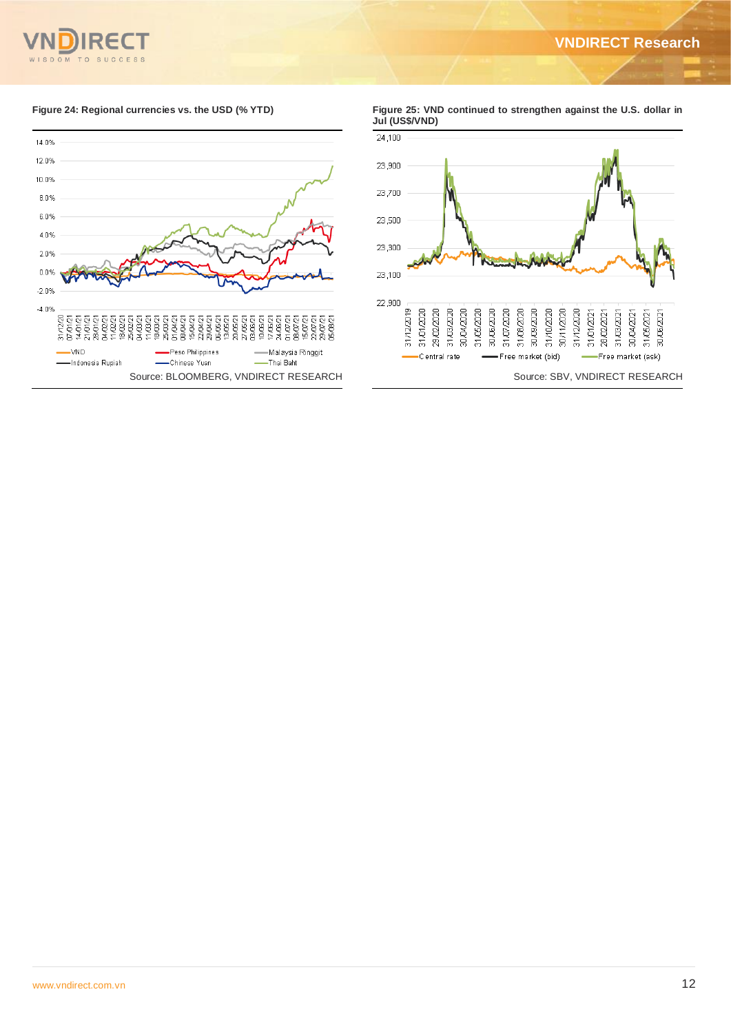**Figure 24: Regional currencies vs. the USD (% YTD)**

Source: BLOOMBERG, VNDIRECT RESEARCH

**Figure 25: VND continued to strengthen against the U.S. dollar in Jul (US$/VND)**

Source: SBV, VNDIRECT RESEARCH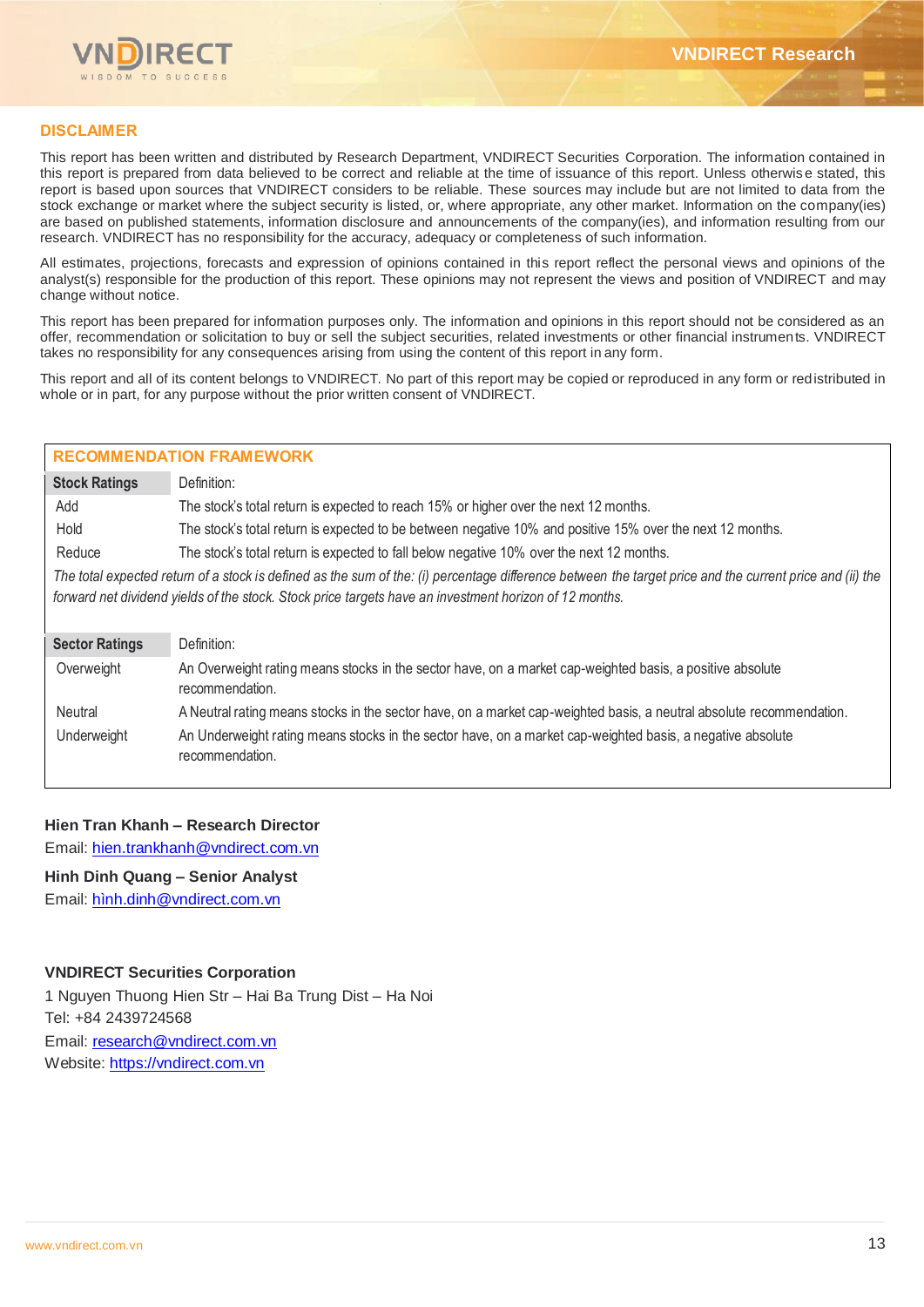## DISCLAIMER

This report has been written and distributed by Research Department, VNDIRECT Securities Corporation. The information contained in this report is prepared from data believed to be correct and reliable at the time of issuance of this report. Unless otherwise stated, this report is based upon sources that VNDIRECT considers to be reliable. These sources may include but are not limited to data from the stock exchange or market where the subject security is listed, or, where appropriate, any other market. Information on the company(ies) are based on published statements, information disclosure and announcements of the company(ies), and information resulting from our research. VNDIRECT has no responsibility for the accuracy, adequacy or completeness of such information.

All estimates, projections, forecasts and expression of opinions contained in this report reflect the personal views and opinions of the analyst(s) responsible for the production of this report. These opinions may not represent the views and position of VNDIRECT and may change without notice.

This report has been prepared for information purposes only. The information and opinions in this report should not be considered as an offer, recommendation or solicitation to buy or sell the subject securities, related investments or other financial instruments. VNDIRECT takes no responsibility for any consequences arising from using the content of this report in any form.

This report and all of its content belongs to VNDIRECT. No part of this report may be copied or reproduced in any form or redistributed in whole or in part, for any purpose without the prior written consent of VNDIRECT.

### RECOMMENDATION FRAMEWORK

| Stock Ratings | Definition: |
|---|---|
| Add | The stock's total return is expected to reach 15% or higher over the next 12 months. |
| Hold | The stock's total return is expected to be between negative 10% and positive 15% over the next 12 months. |
| Reduce | The stock's total return is expected to fall below negative 10% over the next 12 months. |

*The total expected return of a stock is defined as the sum of the: (i) percentage difference between the target price and the current price and (ii) the forward net dividend yields of the stock. Stock price targets have an investment horizon of 12 months.*

| Sector Ratings | Definition: |
|---|---|
| Overweight | An Overweight rating means stocks in the sector have, on a market cap-weighted basis, a positive absolute recommendation. |
| Neutral | A Neutral rating means stocks in the sector have, on a market cap-weighted basis, a neutral absolute recommendation. |
| Underweight | An Underweight rating means stocks in the sector have, on a market cap-weighted basis, a negative absolute recommendation. |

**Hien Tran Khanh – Research Director**
Email: hien.trankhanh@vndirect.com.vn

**Hinh Dinh Quang – Senior Analyst**
Email: hình.dinh@vndirect.com.vn

**VNDIRECT Securities Corporation**
1 Nguyen Thuong Hien Str – Hai Ba Trung Dist – Ha Noi
Tel: +84 2439724568
Email: research@vndirect.com.vn
Website: https://vndirect.com.vn